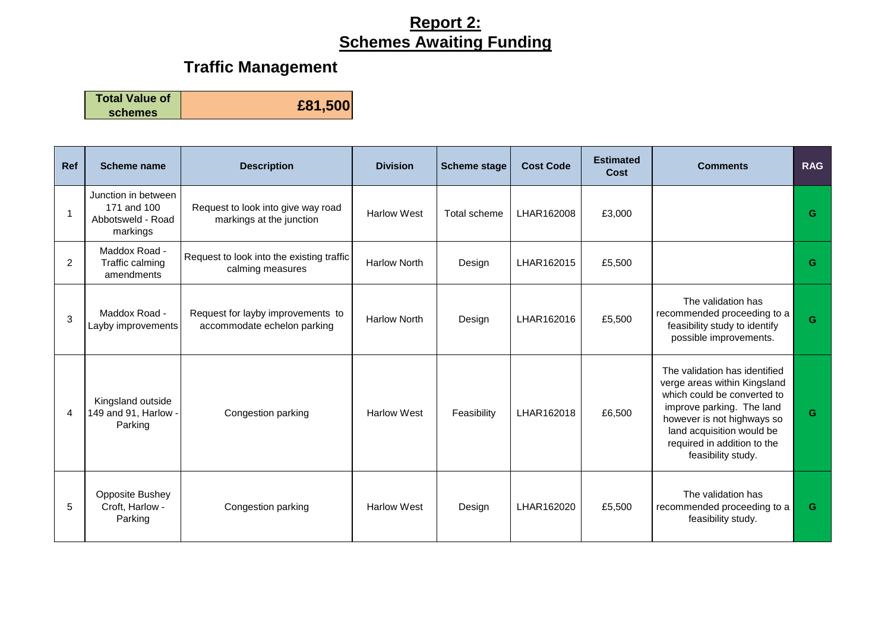# Report 2:
# Schemes Awaiting Funding

## Traffic Management

| Total Value of schemes | £81,500 |
|---|---|

| Ref | Scheme name | Description | Division | Scheme stage | Cost Code | Estimated Cost | Comments | RAG |
|---|---|---|---|---|---|---|---|---|
| 1 | Junction in between 171 and 100 Abbotsweld - Road markings | Request to look into give way road markings at the junction | Harlow West | Total scheme | LHAR162008 | £3,000 | | G |
| 2 | Maddox Road - Traffic calming amendments | Request to look into the existing traffic calming measures | Harlow North | Design | LHAR162015 | £5,500 | | G |
| 3 | Maddox Road - Layby improvements | Request for layby improvements to accommodate echelon parking | Harlow North | Design | LHAR162016 | £5,500 | The validation has recommended proceeding to a feasibility study to identify possible improvements. | G |
| 4 | Kingsland outside 149 and 91, Harlow - Parking | Congestion parking | Harlow West | Feasibility | LHAR162018 | £6,500 | The validation has identified verge areas within Kingsland which could be converted to improve parking. The land however is not highways so land acquisition would be required in addition to the feasibility study. | G |
| 5 | Opposite Bushey Croft, Harlow - Parking | Congestion parking | Harlow West | Design | LHAR162020 | £5,500 | The validation has recommended proceeding to a feasibility study. | G |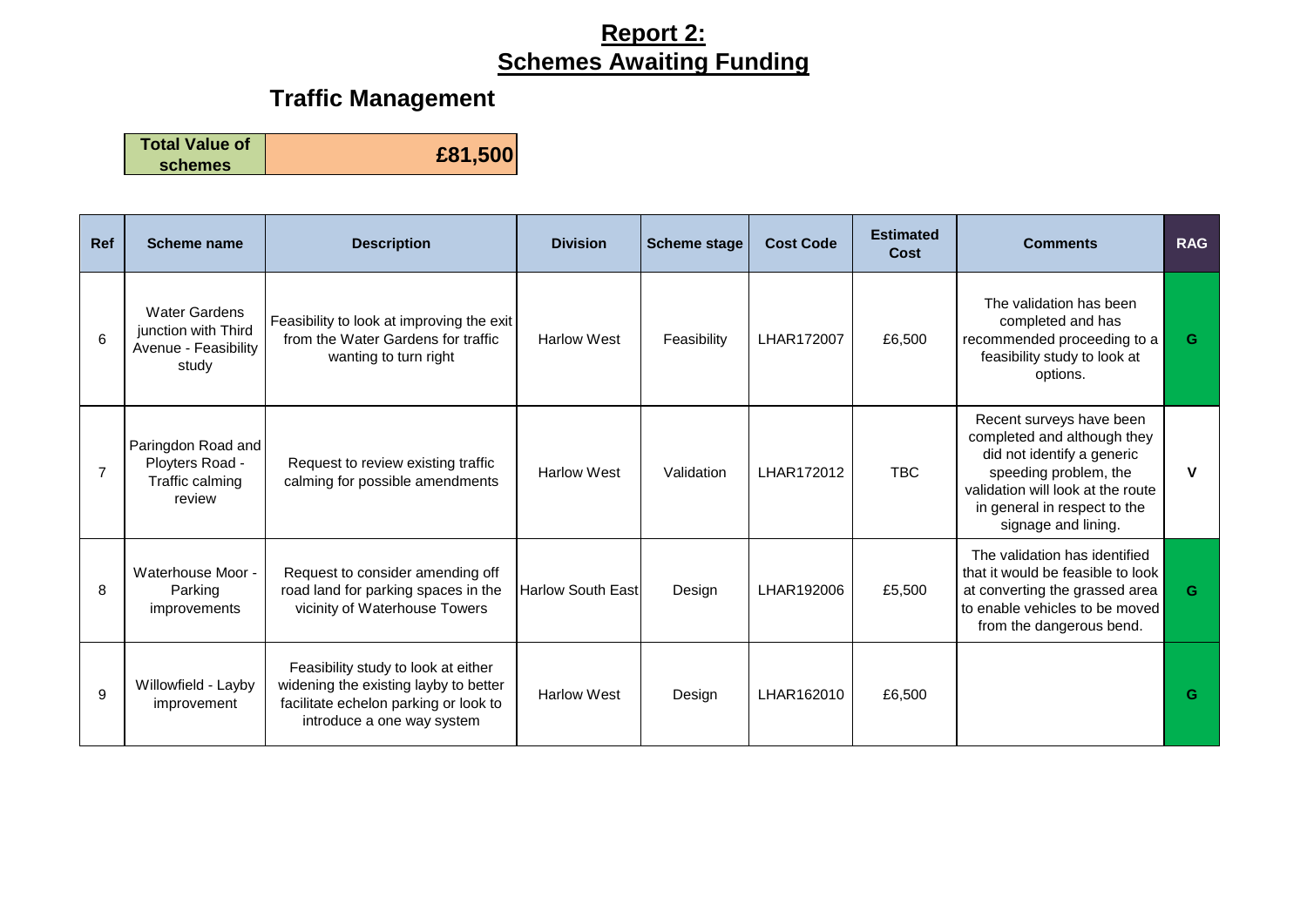# Report 2: Schemes Awaiting Funding

## Traffic Management

| Total Value of schemes | £81,500 |
|---|---|

| Ref | Scheme name | Description | Division | Scheme stage | Cost Code | Estimated Cost | Comments | RAG |
|---|---|---|---|---|---|---|---|---|
| 6 | Water Gardens junction with Third Avenue - Feasibility study | Feasibility to look at improving the exit from the Water Gardens for traffic wanting to turn right | Harlow West | Feasibility | LHAR172007 | £6,500 | The validation has been completed and has recommended proceeding to a feasibility study to look at options. | G |
| 7 | Paringdon Road and Ployters Road - Traffic calming review | Request to review existing traffic calming for possible amendments | Harlow West | Validation | LHAR172012 | TBC | Recent surveys have been completed and although they did not identify a generic speeding problem, the validation will look at the route in general in respect to the signage and lining. | V |
| 8 | Waterhouse Moor - Parking improvements | Request to consider amending off road land for parking spaces in the vicinity of Waterhouse Towers | Harlow South East | Design | LHAR192006 | £5,500 | The validation has identified that it would be feasible to look at converting the grassed area to enable vehicles to be moved from the dangerous bend. | G |
| 9 | Willowfield - Layby improvement | Feasibility study to look at either widening the existing layby to better facilitate echelon parking or look to introduce a one way system | Harlow West | Design | LHAR162010 | £6,500 | | G |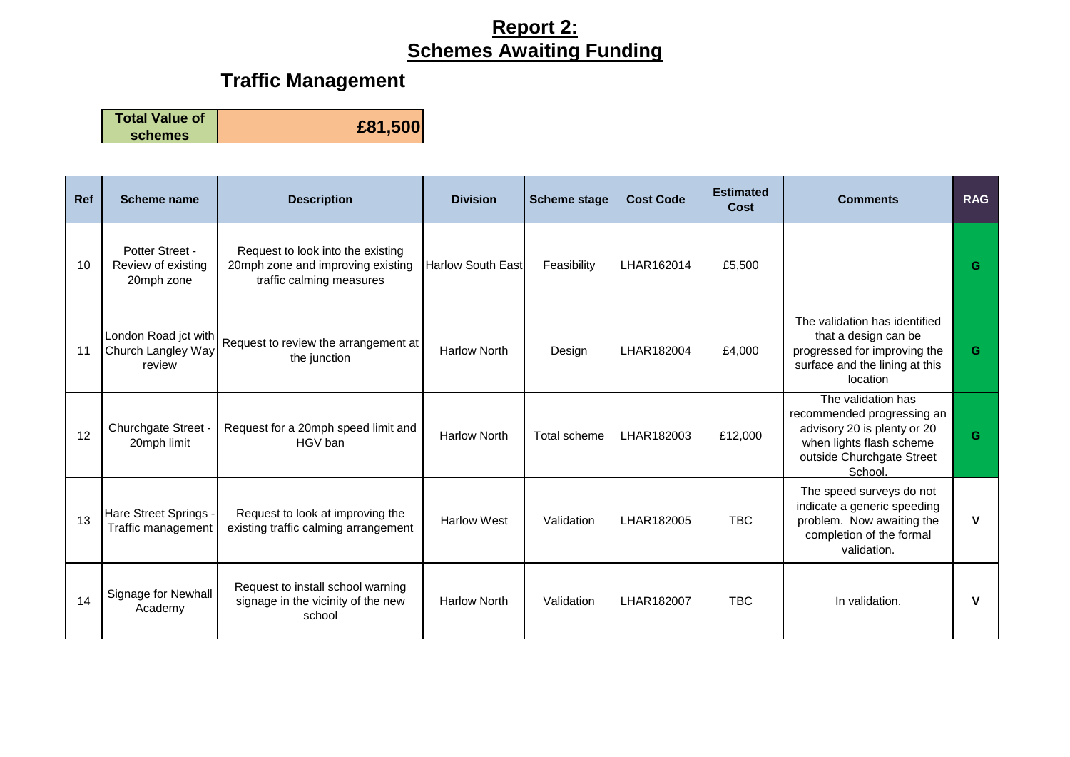# Report 2: Schemes Awaiting Funding

## Traffic Management

| Total Value of schemes | £81,500 |
|---|---|

| Ref | Scheme name | Description | Division | Scheme stage | Cost Code | Estimated Cost | Comments | RAG |
|---|---|---|---|---|---|---|---|---|
| 10 | Potter Street - Review of existing 20mph zone | Request to look into the existing 20mph zone and improving existing traffic calming measures | Harlow South East | Feasibility | LHAR162014 | £5,500 | | G |
| 11 | London Road jct with Church Langley Way review | Request to review the arrangement at the junction | Harlow North | Design | LHAR182004 | £4,000 | The validation has identified that a design can be progressed for improving the surface and the lining at this location | G |
| 12 | Churchgate Street - 20mph limit | Request for a 20mph speed limit and HGV ban | Harlow North | Total scheme | LHAR182003 | £12,000 | The validation has recommended progressing an advisory 20 is plenty or 20 when lights flash scheme outside Churchgate Street School. | G |
| 13 | Hare Street Springs - Traffic management | Request to look at improving the existing traffic calming arrangement | Harlow West | Validation | LHAR182005 | TBC | The speed surveys do not indicate a generic speeding problem. Now awaiting the completion of the formal validation. | V |
| 14 | Signage for Newhall Academy | Request to install school warning signage in the vicinity of the new school | Harlow North | Validation | LHAR182007 | TBC | In validation. | V |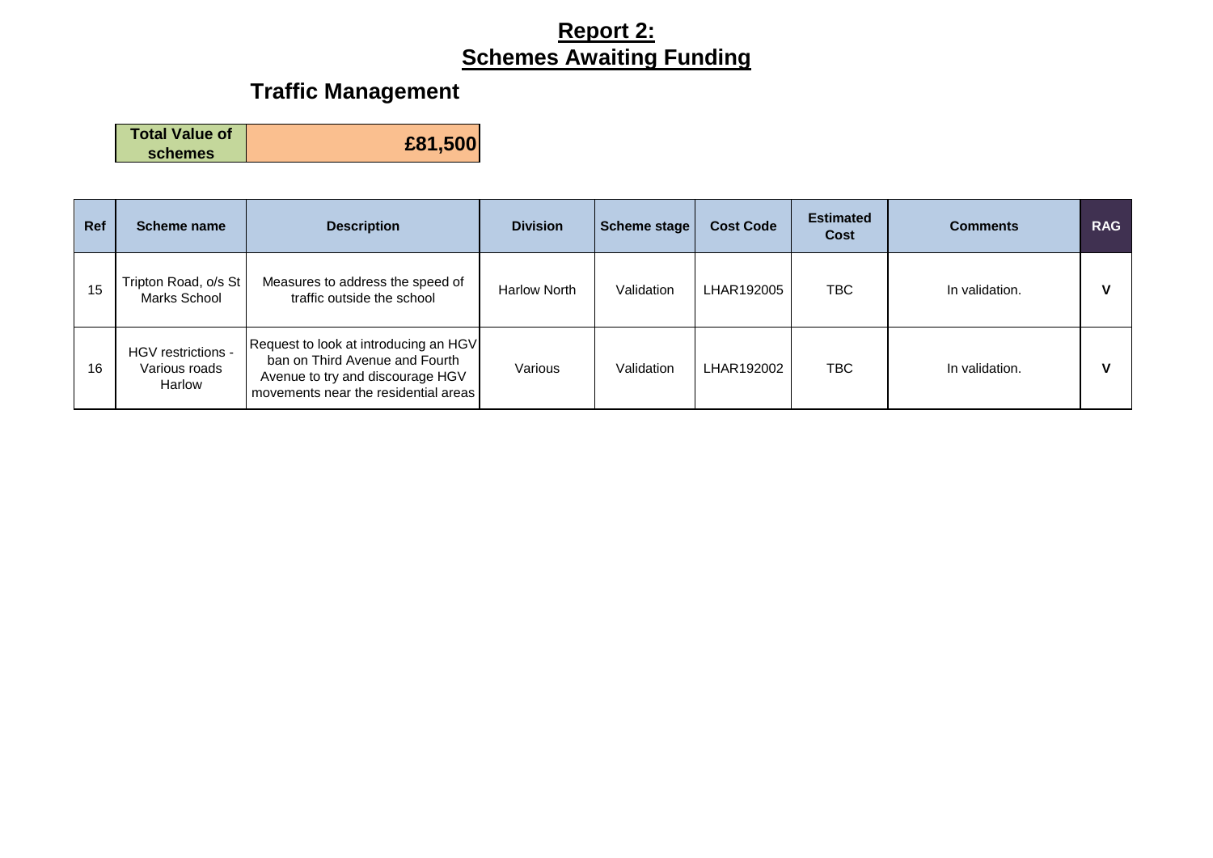# Report 2:
# Schemes Awaiting Funding

## Traffic Management

| Total Value of schemes | £81,500 |
|---|---|

| Ref | Scheme name | Description | Division | Scheme stage | Cost Code | Estimated Cost | Comments | RAG |
|---|---|---|---|---|---|---|---|---|
| 15 | Tripton Road, o/s St Marks School | Measures to address the speed of traffic outside the school | Harlow North | Validation | LHAR192005 | TBC | In validation. | V |
| 16 | HGV restrictions - Various roads Harlow | Request to look at introducing an HGV ban on Third Avenue and Fourth Avenue to try and discourage HGV movements near the residential areas | Various | Validation | LHAR192002 | TBC | In validation. | V |